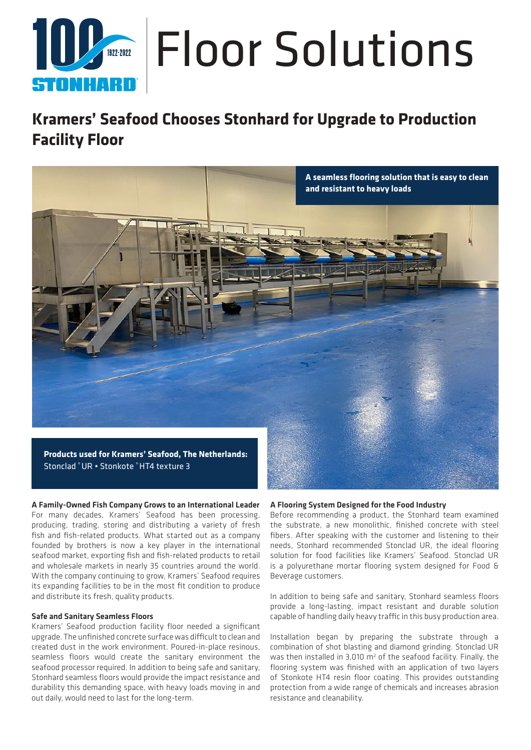# Floor Solutions

## Kramers' Seafood Chooses Stonhard for Upgrade to Production Facility Floor

**A seamless flooring solution that is easy to clean and resistant to heavy loads**

**Products used for Kramers' Seafood, The Netherlands:**
Stonclad®UR • Stonkote®HT4 texture 3

### A Family-Owned Fish Company Grows to an International Leader

For many decades, Kramers' Seafood has been processing, producing, trading, storing and distributing a variety of fresh fish and fish-related products. What started out as a company founded by brothers is now a key player in the international seafood market, exporting fish and fish-related products to retail and wholesale markets in nearly 35 countries around the world. With the company continuing to grow, Kramers' Seafood requires its expanding facilities to be in the most fit condition to produce and distribute its fresh, quality products.

### Safe and Sanitary Seamless Floors

Kramers' Seafood production facility floor needed a significant upgrade. The unfinished concrete surface was difficult to clean and created dust in the work environment. Poured-in-place resinous, seamless floors would create the sanitary environment the seafood processor required. In addition to being safe and sanitary, Stonhard seamless floors would provide the impact resistance and durability this demanding space, with heavy loads moving in and out daily, would need to last for the long-term.

### A Flooring System Designed for the Food Industry

Before recommending a product, the Stonhard team examined the substrate, a new monolithic, finished concrete with steel fibers. After speaking with the customer and listening to their needs, Stonhard recommended Stonclad UR, the ideal flooring solution for food facilities like Kramers' Seafood. Stonclad UR is a polyurethane mortar flooring system designed for Food & Beverage customers.

In addition to being safe and sanitary, Stonhard seamless floors provide a long-lasting, impact resistant and durable solution capable of handling daily heavy traffic in this busy production area.

Installation began by preparing the substrate through a combination of shot blasting and diamond grinding. Stonclad UR was then installed in 3,010 m$^2$ of the seafood facility. Finally, the flooring system was finished with an application of two layers of Stonkote HT4 resin floor coating. This provides outstanding protection from a wide range of chemicals and increases abrasion resistance and cleanability.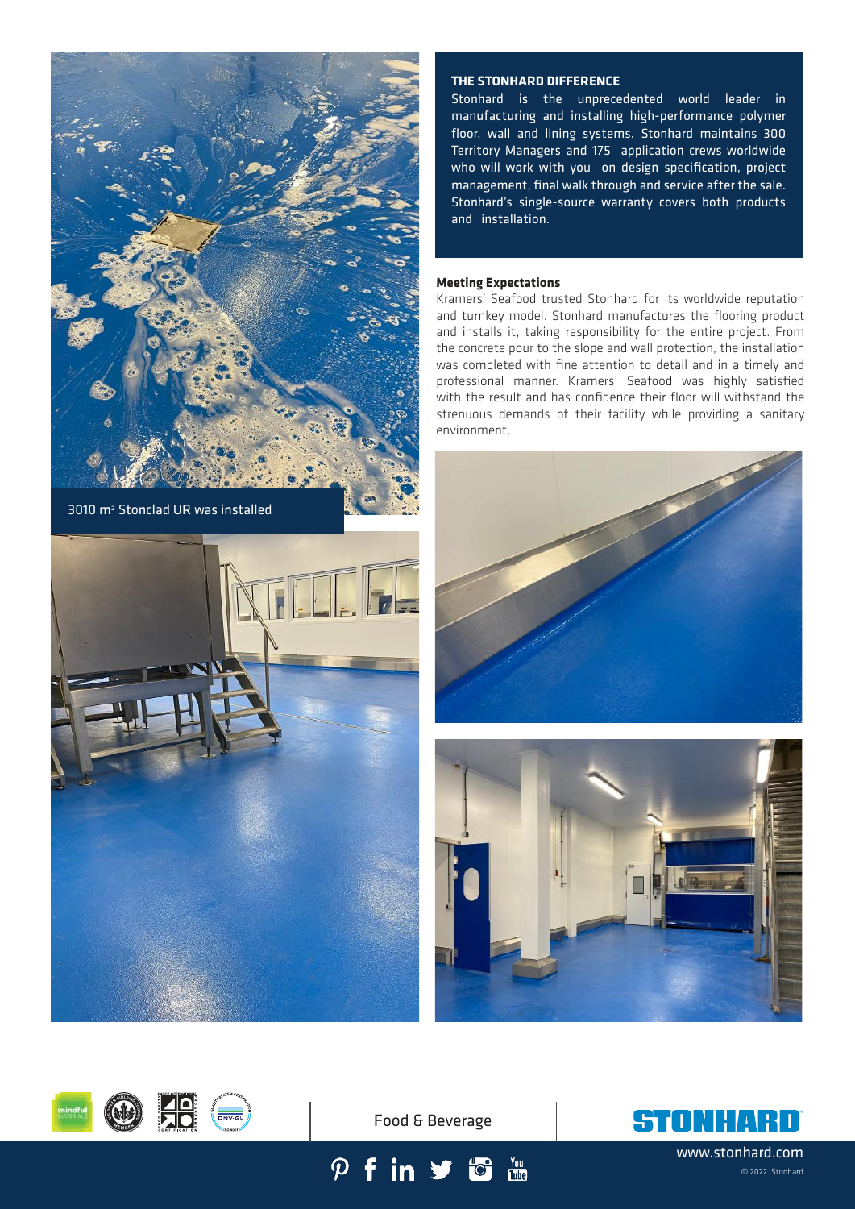3010 m² Stonclad UR was installed

### THE STONHARD DIFFERENCE

Stonhard is the unprecedented world leader in manufacturing and installing high-performance polymer floor, wall and lining systems. Stonhard maintains 300 Territory Managers and 175 application crews worldwide who will work with you on design specification, project management, final walk through and service after the sale. Stonhard's single-source warranty covers both products and installation.

### Meeting Expectations

Kramers' Seafood trusted Stonhard for its worldwide reputation and turnkey model. Stonhard manufactures the flooring product and installs it, taking responsibility for the entire project. From the concrete pour to the slope and wall protection, the installation was completed with fine attention to detail and in a timely and professional manner. Kramers' Seafood was highly satisfied with the result and has confidence their floor will withstand the strenuous demands of their facility while providing a sanitary environment.

Food & Beverage

STONHARD

www.stonhard.com

© 2022 Stonhard